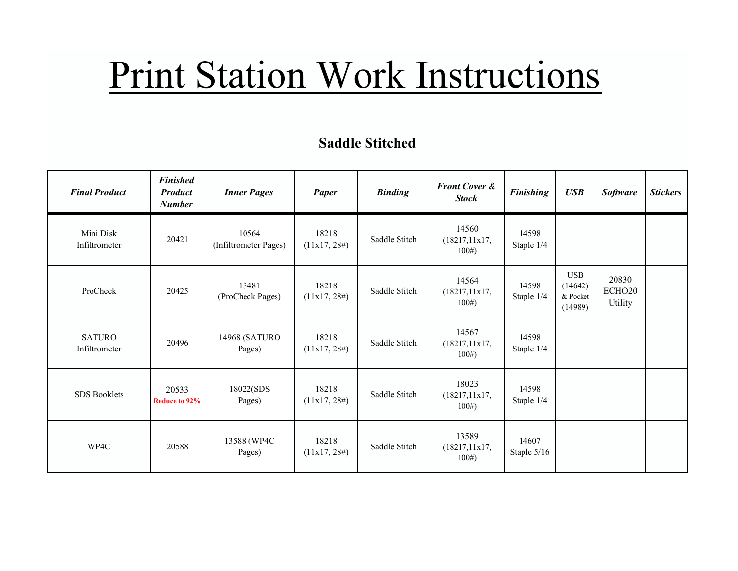# Print Station Work Instructions

## Saddle Stitched

| ***Final Product*** | ***Finished Product Number*** | ***Inner Pages*** | ***Paper*** | ***Binding*** | ***Front Cover & Stock*** | ***Finishing*** | ***USB*** | ***Software*** | ***Stickers*** |
|---|---|---|---|---|---|---|---|---|---|
| Mini Disk Infiltrometer | 20421 | 10564 (Infiltrometer Pages) | 18218 (11x17, 28#) | Saddle Stitch | 14560 (18217,11x17, 100#) | 14598 Staple 1/4 | | | |
| ProCheck | 20425 | 13481 (ProCheck Pages) | 18218 (11x17, 28#) | Saddle Stitch | 14564 (18217,11x17, 100#) | 14598 Staple 1/4 | USB (14642) & Pocket (14989) | 20830 ECHO20 Utility | |
| SATURO Infiltrometer | 20496 | 14968 (SATURO Pages) | 18218 (11x17, 28#) | Saddle Stitch | 14567 (18217,11x17, 100#) | 14598 Staple 1/4 | | | |
| SDS Booklets | 20533 **Reduce to 92%** | 18022(SDS Pages) | 18218 (11x17, 28#) | Saddle Stitch | 18023 (18217,11x17, 100#) | 14598 Staple 1/4 | | | |
| WP4C | 20588 | 13588 (WP4C Pages) | 18218 (11x17, 28#) | Saddle Stitch | 13589 (18217,11x17, 100#) | 14607 Staple 5/16 | | | |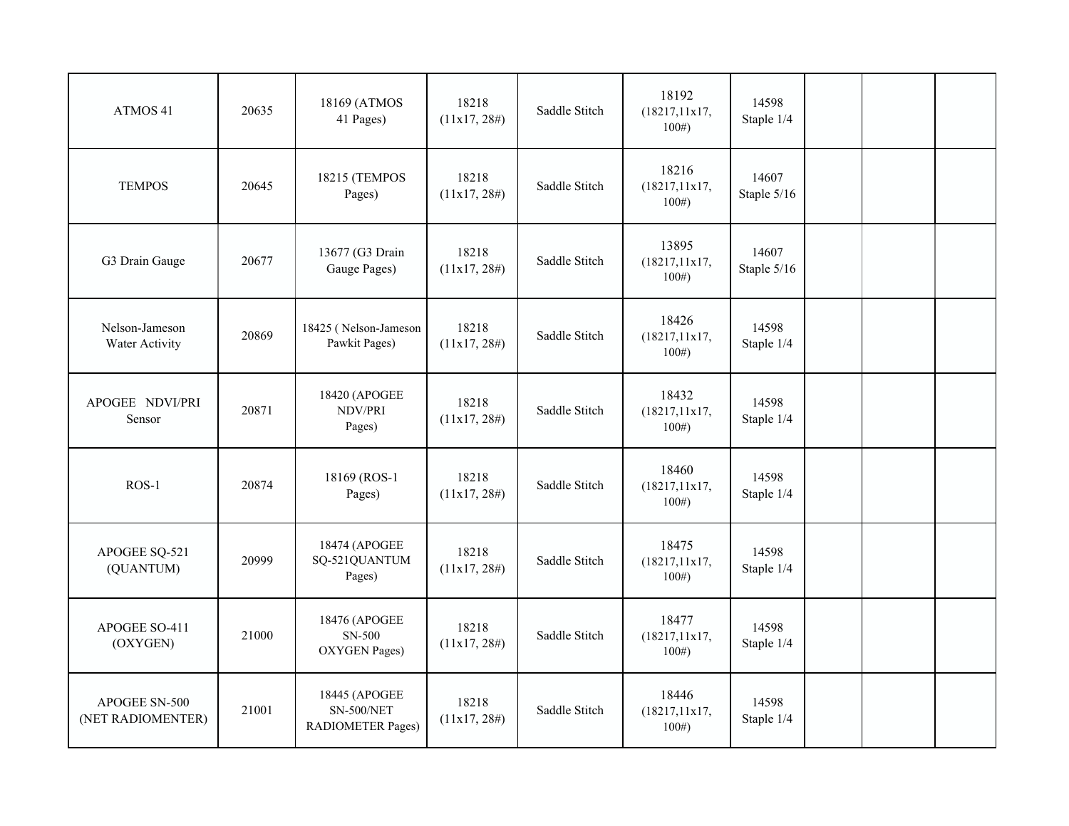| | | | | | | | | | |
|---|---|---|---|---|---|---|---|---|---|
| ATMOS 41 | 20635 | 18169 (ATMOS 41 Pages) | 18218 (11x17, 28#) | Saddle Stitch | 18192 (18217,11x17, 100#) | 14598 Staple 1/4 | | | |
| TEMPOS | 20645 | 18215 (TEMPOS Pages) | 18218 (11x17, 28#) | Saddle Stitch | 18216 (18217,11x17, 100#) | 14607 Staple 5/16 | | | |
| G3 Drain Gauge | 20677 | 13677 (G3 Drain Gauge Pages) | 18218 (11x17, 28#) | Saddle Stitch | 13895 (18217,11x17, 100#) | 14607 Staple 5/16 | | | |
| Nelson-Jameson Water Activity | 20869 | 18425 ( Nelson-Jameson Pawkit Pages) | 18218 (11x17, 28#) | Saddle Stitch | 18426 (18217,11x17, 100#) | 14598 Staple 1/4 | | | |
| APOGEE NDVI/PRI Sensor | 20871 | 18420 (APOGEE NDV/PRI Pages) | 18218 (11x17, 28#) | Saddle Stitch | 18432 (18217,11x17, 100#) | 14598 Staple 1/4 | | | |
| ROS-1 | 20874 | 18169 (ROS-1 Pages) | 18218 (11x17, 28#) | Saddle Stitch | 18460 (18217,11x17, 100#) | 14598 Staple 1/4 | | | |
| APOGEE SQ-521 (QUANTUM) | 20999 | 18474 (APOGEE SQ-521QUANTUM Pages) | 18218 (11x17, 28#) | Saddle Stitch | 18475 (18217,11x17, 100#) | 14598 Staple 1/4 | | | |
| APOGEE SO-411 (OXYGEN) | 21000 | 18476 (APOGEE SN-500 OXYGEN Pages) | 18218 (11x17, 28#) | Saddle Stitch | 18477 (18217,11x17, 100#) | 14598 Staple 1/4 | | | |
| APOGEE SN-500 (NET RADIOMENTER) | 21001 | 18445 (APOGEE SN-500/NET RADIOMETER Pages) | 18218 (11x17, 28#) | Saddle Stitch | 18446 (18217,11x17, 100#) | 14598 Staple 1/4 | | | |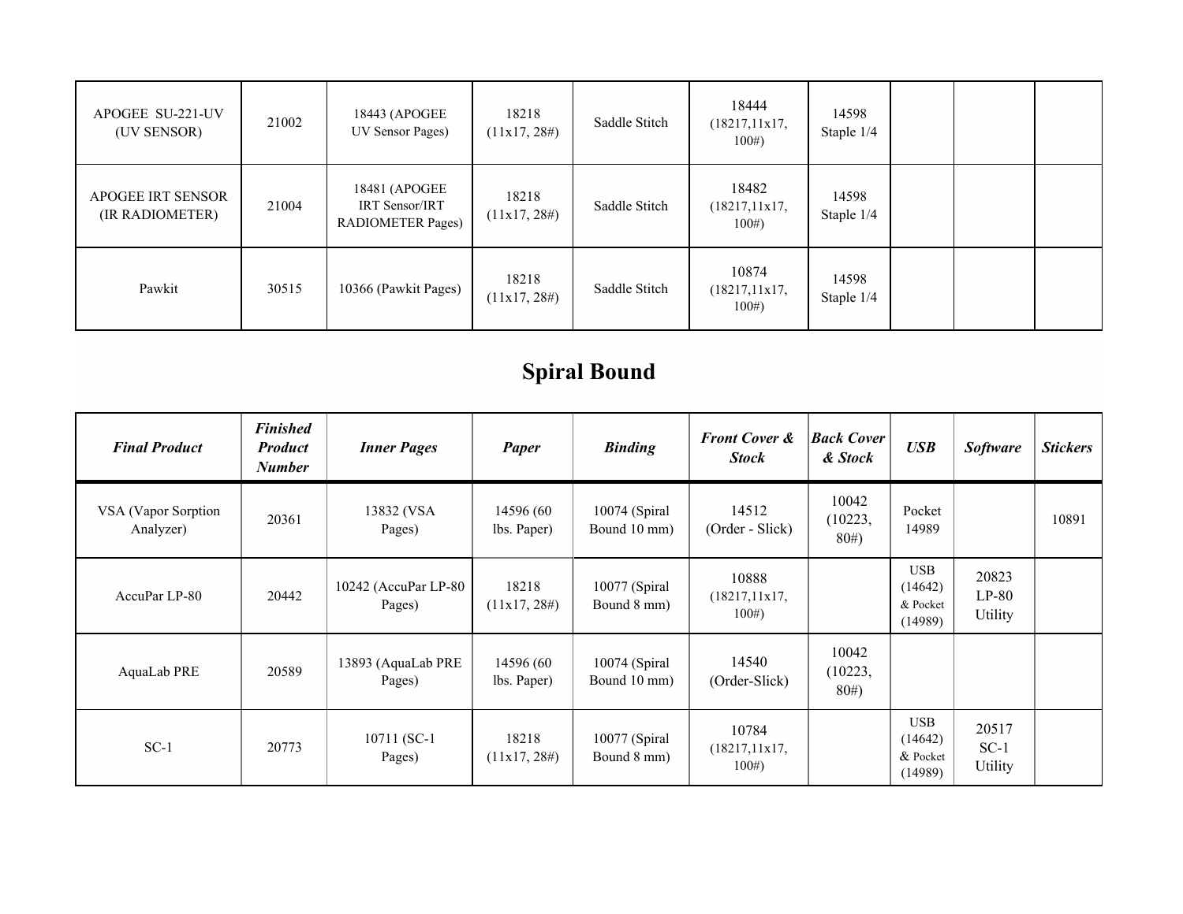| | | | | | | | | | |
|---|---|---|---|---|---|---|---|---|---|
| APOGEE SU-221-UV (UV SENSOR) | 21002 | 18443 (APOGEE UV Sensor Pages) | 18218 (11x17, 28#) | Saddle Stitch | 18444 (18217,11x17, 100#) | 14598 Staple 1/4 | | | |
| APOGEE IRT SENSOR (IR RADIOMETER) | 21004 | 18481 (APOGEE IRT Sensor/IRT RADIOMETER Pages) | 18218 (11x17, 28#) | Saddle Stitch | 18482 (18217,11x17, 100#) | 14598 Staple 1/4 | | | |
| Pawkit | 30515 | 10366 (Pawkit Pages) | 18218 (11x17, 28#) | Saddle Stitch | 10874 (18217,11x17, 100#) | 14598 Staple 1/4 | | | |

# Spiral Bound

| ***Final Product*** | ***Finished Product Number*** | ***Inner Pages*** | ***Paper*** | ***Binding*** | ***Front Cover & Stock*** | ***Back Cover & Stock*** | ***USB*** | ***Software*** | ***Stickers*** |
|---|---|---|---|---|---|---|---|---|---|
| VSA (Vapor Sorption Analyzer) | 20361 | 13832 (VSA Pages) | 14596 (60 lbs. Paper) | 10074 (Spiral Bound 10 mm) | 14512 (Order - Slick) | 10042 (10223, 80#) | Pocket 14989 | | 10891 |
| AccuPar LP-80 | 20442 | 10242 (AccuPar LP-80 Pages) | 18218 (11x17, 28#) | 10077 (Spiral Bound 8 mm) | 10888 (18217,11x17, 100#) | | USB (14642) & Pocket (14989) | 20823 LP-80 Utility | |
| AquaLab PRE | 20589 | 13893 (AquaLab PRE Pages) | 14596 (60 lbs. Paper) | 10074 (Spiral Bound 10 mm) | 14540 (Order-Slick) | 10042 (10223, 80#) | | | |
| SC-1 | 20773 | 10711 (SC-1 Pages) | 18218 (11x17, 28#) | 10077 (Spiral Bound 8 mm) | 10784 (18217,11x17, 100#) | | USB (14642) & Pocket (14989) | 20517 SC-1 Utility | |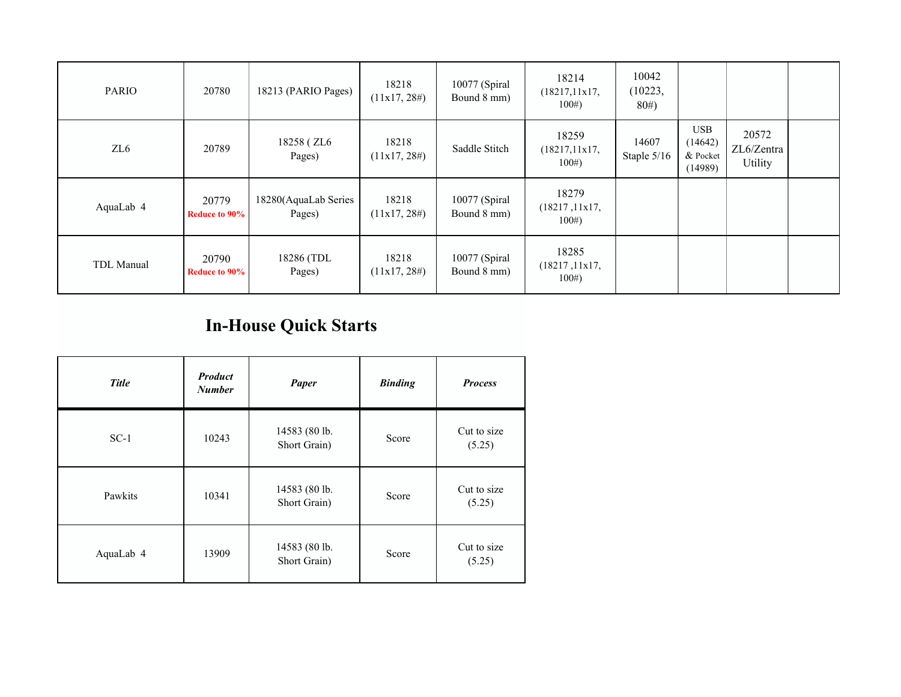| | | | | | | | | | |
|---|---|---|---|---|---|---|---|---|---|
| PARIO | 20780 | 18213 (PARIO Pages) | 18218 (11x17, 28#) | 10077 (Spiral Bound 8 mm) | 18214 (18217,11x17, 100#) | 10042 (10223, 80#) | | | |
| ZL6 | 20789 | 18258 ( ZL6 Pages) | 18218 (11x17, 28#) | Saddle Stitch | 18259 (18217,11x17, 100#) | 14607 Staple 5/16 | USB (14642) & Pocket (14989) | 20572 ZL6/Zentra Utility | |
| AquaLab 4 | 20779 **Reduce to 90%** | 18280(AquaLab Series Pages) | 18218 (11x17, 28#) | 10077 (Spiral Bound 8 mm) | 18279 (18217 ,11x17, 100#) | | | | |
| TDL Manual | 20790 **Reduce to 90%** | 18286 (TDL Pages) | 18218 (11x17, 28#) | 10077 (Spiral Bound 8 mm) | 18285 (18217 ,11x17, 100#) | | | | |

## In-House Quick Starts

| ***Title*** | ***Product Number*** | ***Paper*** | ***Binding*** | ***Process*** |
|---|---|---|---|---|
| SC-1 | 10243 | 14583 (80 lb. Short Grain) | Score | Cut to size (5.25) |
| Pawkits | 10341 | 14583 (80 lb. Short Grain) | Score | Cut to size (5.25) |
| AquaLab 4 | 13909 | 14583 (80 lb. Short Grain) | Score | Cut to size (5.25) |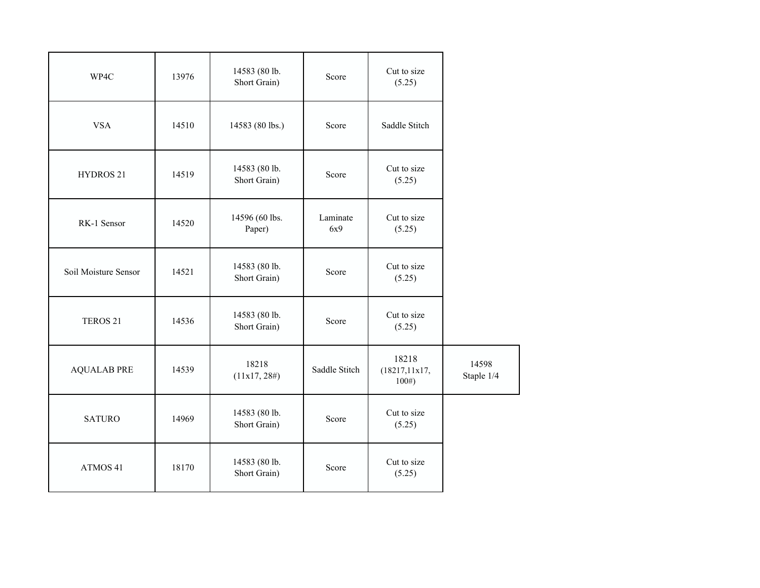| | | | | | |
|---|---|---|---|---|---|
| WP4C | 13976 | 14583 (80 lb. Short Grain) | Score | Cut to size (5.25) | |
| VSA | 14510 | 14583 (80 lbs.) | Score | Saddle Stitch | |
| HYDROS 21 | 14519 | 14583 (80 lb. Short Grain) | Score | Cut to size (5.25) | |
| RK-1 Sensor | 14520 | 14596 (60 lbs. Paper) | Laminate 6x9 | Cut to size (5.25) | |
| Soil Moisture Sensor | 14521 | 14583 (80 lb. Short Grain) | Score | Cut to size (5.25) | |
| TEROS 21 | 14536 | 14583 (80 lb. Short Grain) | Score | Cut to size (5.25) | |
| AQUALAB PRE | 14539 | 18218 (11x17, 28#) | Saddle Stitch | 18218 (18217,11x17, 100#) | 14598 Staple 1/4 |
| SATURO | 14969 | 14583 (80 lb. Short Grain) | Score | Cut to size (5.25) | |
| ATMOS 41 | 18170 | 14583 (80 lb. Short Grain) | Score | Cut to size (5.25) | |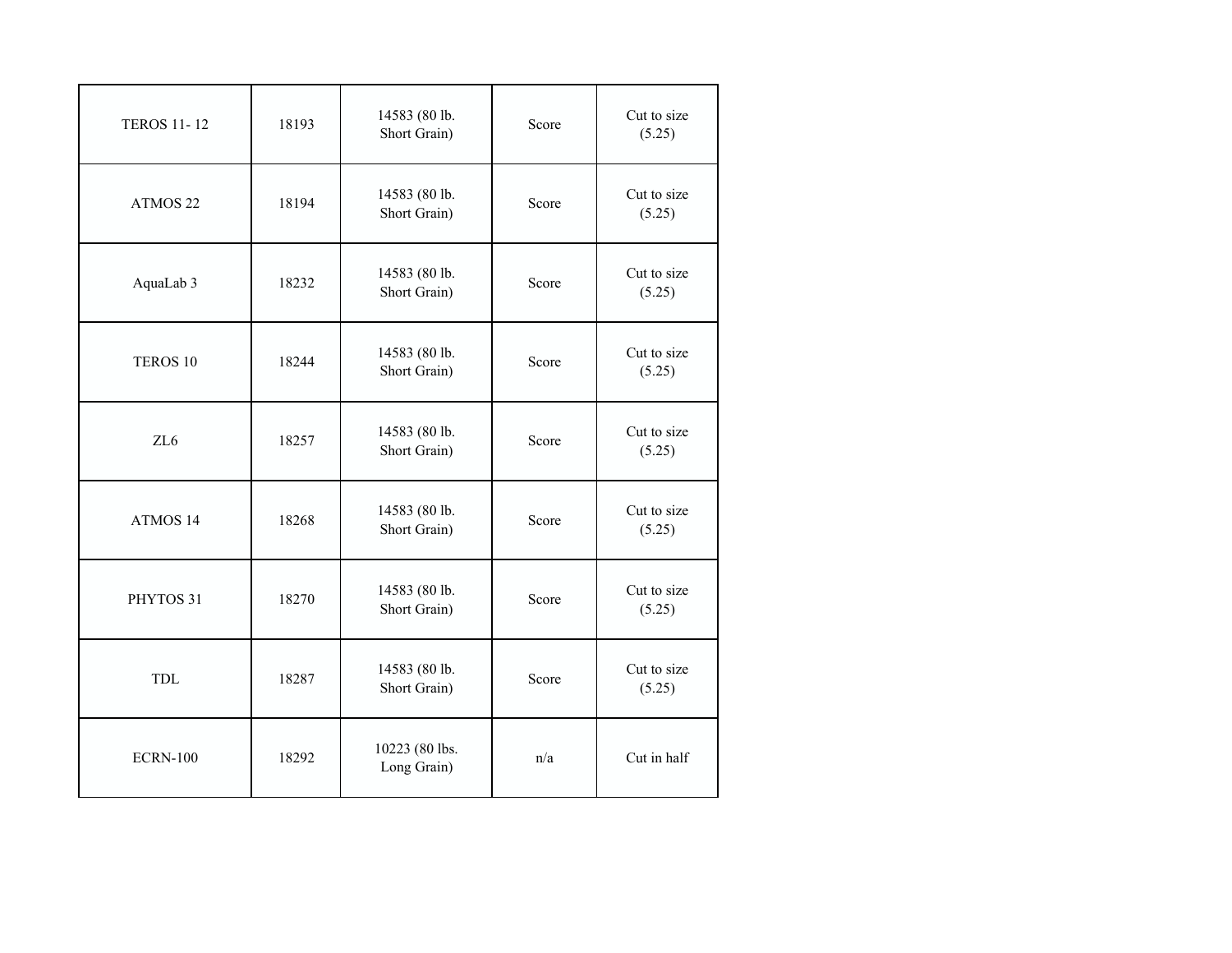| TEROS 11- 12 | 18193 | 14583 (80 lb. Short Grain) | Score | Cut to size (5.25) |
|---|---|---|---|---|
| ATMOS 22 | 18194 | 14583 (80 lb. Short Grain) | Score | Cut to size (5.25) |
| AquaLab 3 | 18232 | 14583 (80 lb. Short Grain) | Score | Cut to size (5.25) |
| TEROS 10 | 18244 | 14583 (80 lb. Short Grain) | Score | Cut to size (5.25) |
| ZL6 | 18257 | 14583 (80 lb. Short Grain) | Score | Cut to size (5.25) |
| ATMOS 14 | 18268 | 14583 (80 lb. Short Grain) | Score | Cut to size (5.25) |
| PHYTOS 31 | 18270 | 14583 (80 lb. Short Grain) | Score | Cut to size (5.25) |
| TDL | 18287 | 14583 (80 lb. Short Grain) | Score | Cut to size (5.25) |
| ECRN-100 | 18292 | 10223 (80 lbs. Long Grain) | n/a | Cut in half |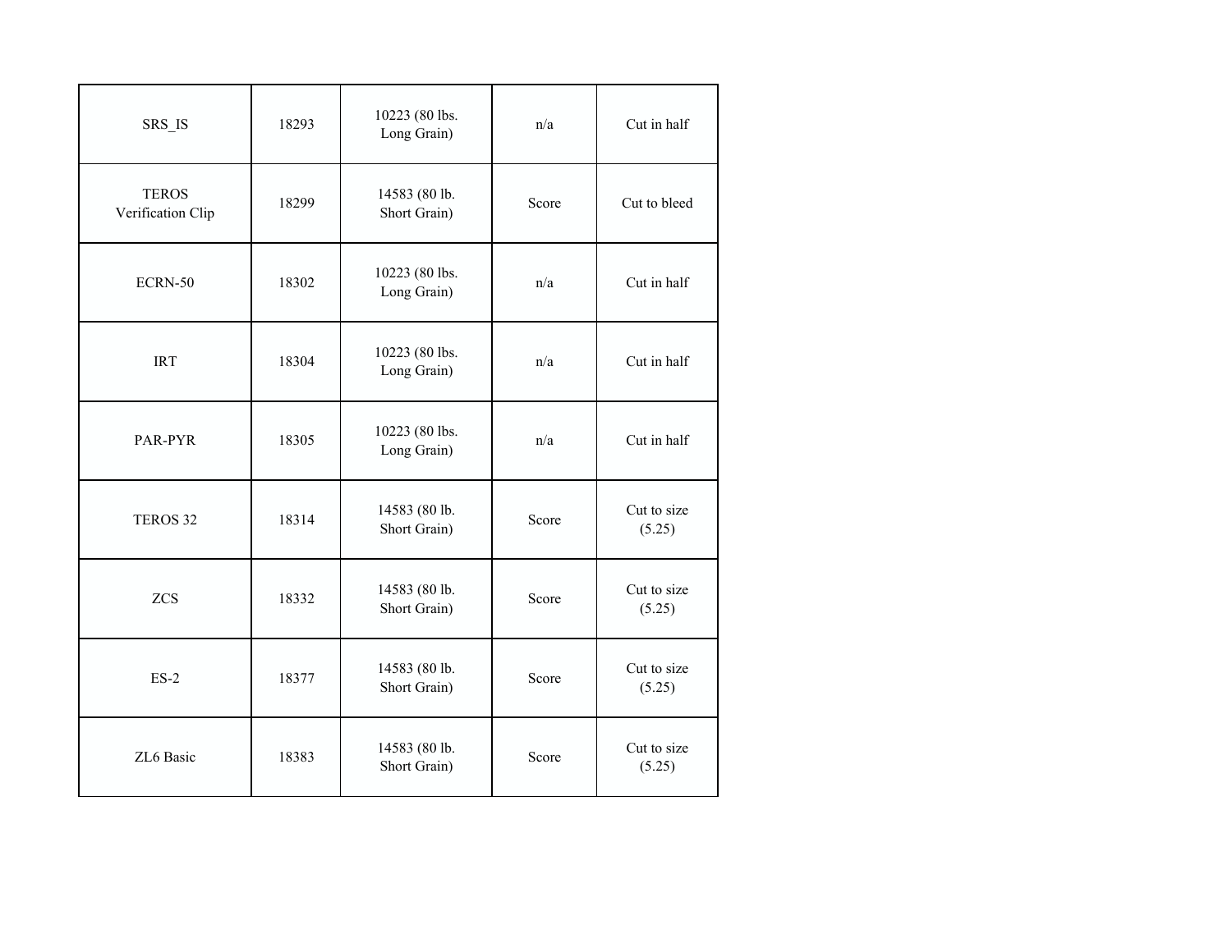| SRS_IS | 18293 | 10223 (80 lbs. Long Grain) | n/a | Cut in half |
|---|---|---|---|---|
| TEROS Verification Clip | 18299 | 14583 (80 lb. Short Grain) | Score | Cut to bleed |
| ECRN-50 | 18302 | 10223 (80 lbs. Long Grain) | n/a | Cut in half |
| IRT | 18304 | 10223 (80 lbs. Long Grain) | n/a | Cut in half |
| PAR-PYR | 18305 | 10223 (80 lbs. Long Grain) | n/a | Cut in half |
| TEROS 32 | 18314 | 14583 (80 lb. Short Grain) | Score | Cut to size (5.25) |
| ZCS | 18332 | 14583 (80 lb. Short Grain) | Score | Cut to size (5.25) |
| ES-2 | 18377 | 14583 (80 lb. Short Grain) | Score | Cut to size (5.25) |
| ZL6 Basic | 18383 | 14583 (80 lb. Short Grain) | Score | Cut to size (5.25) |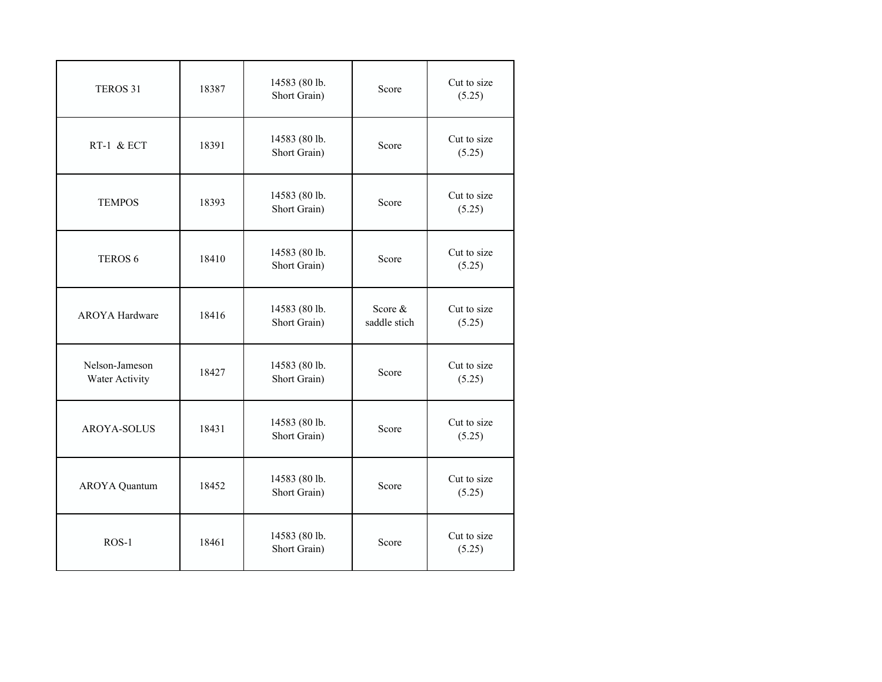| TEROS 31 | 18387 | 14583 (80 lb. Short Grain) | Score | Cut to size (5.25) |
| --- | --- | --- | --- | --- |
| RT-1 & ECT | 18391 | 14583 (80 lb. Short Grain) | Score | Cut to size (5.25) |
| TEMPOS | 18393 | 14583 (80 lb. Short Grain) | Score | Cut to size (5.25) |
| TEROS 6 | 18410 | 14583 (80 lb. Short Grain) | Score | Cut to size (5.25) |
| AROYA Hardware | 18416 | 14583 (80 lb. Short Grain) | Score & saddle stich | Cut to size (5.25) |
| Nelson-Jameson Water Activity | 18427 | 14583 (80 lb. Short Grain) | Score | Cut to size (5.25) |
| AROYA-SOLUS | 18431 | 14583 (80 lb. Short Grain) | Score | Cut to size (5.25) |
| AROYA Quantum | 18452 | 14583 (80 lb. Short Grain) | Score | Cut to size (5.25) |
| ROS-1 | 18461 | 14583 (80 lb. Short Grain) | Score | Cut to size (5.25) |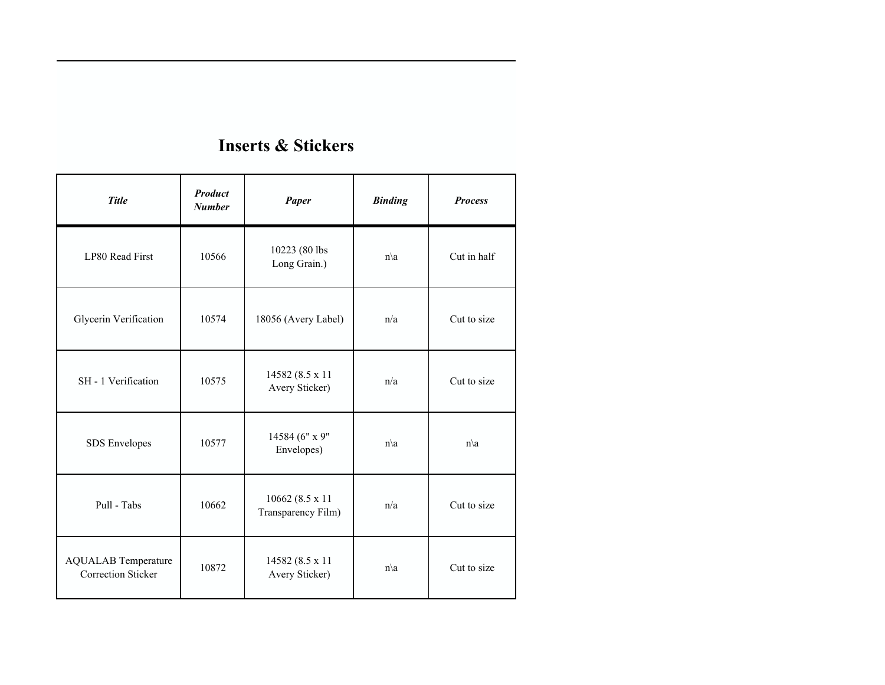# Inserts & Stickers

| *Title* | *Product Number* | *Paper* | *Binding* | *Process* |
|---|---|---|---|---|
| LP80 Read First | 10566 | 10223 (80 lbs Long Grain.) | n\a | Cut in half |
| Glycerin Verification | 10574 | 18056 (Avery Label) | n/a | Cut to size |
| SH - 1 Verification | 10575 | 14582 (8.5 x 11 Avery Sticker) | n/a | Cut to size |
| SDS Envelopes | 10577 | 14584 (6" x 9" Envelopes) | n\a | n\a |
| Pull - Tabs | 10662 | 10662 (8.5 x 11 Transparency Film) | n/a | Cut to size |
| AQUALAB Temperature Correction Sticker | 10872 | 14582 (8.5 x 11 Avery Sticker) | n\a | Cut to size |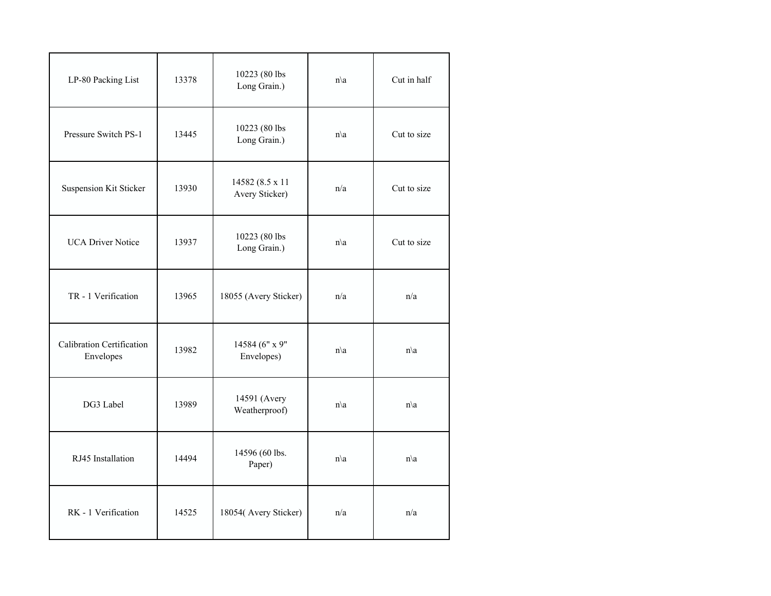| | | | | |
|---|---|---|---|---|
| LP-80 Packing List | 13378 | 10223 (80 lbs Long Grain.) | n\a | Cut in half |
| Pressure Switch PS-1 | 13445 | 10223 (80 lbs Long Grain.) | n\a | Cut to size |
| Suspension Kit Sticker | 13930 | 14582 (8.5 x 11 Avery Sticker) | n/a | Cut to size |
| UCA Driver Notice | 13937 | 10223 (80 lbs Long Grain.) | n\a | Cut to size |
| TR - 1 Verification | 13965 | 18055 (Avery Sticker) | n/a | n/a |
| Calibration Certification Envelopes | 13982 | 14584 (6" x 9" Envelopes) | n\a | n\a |
| DG3 Label | 13989 | 14591 (Avery Weatherproof) | n\a | n\a |
| RJ45 Installation | 14494 | 14596 (60 lbs. Paper) | n\a | n\a |
| RK - 1 Verification | 14525 | 18054( Avery Sticker) | n/a | n/a |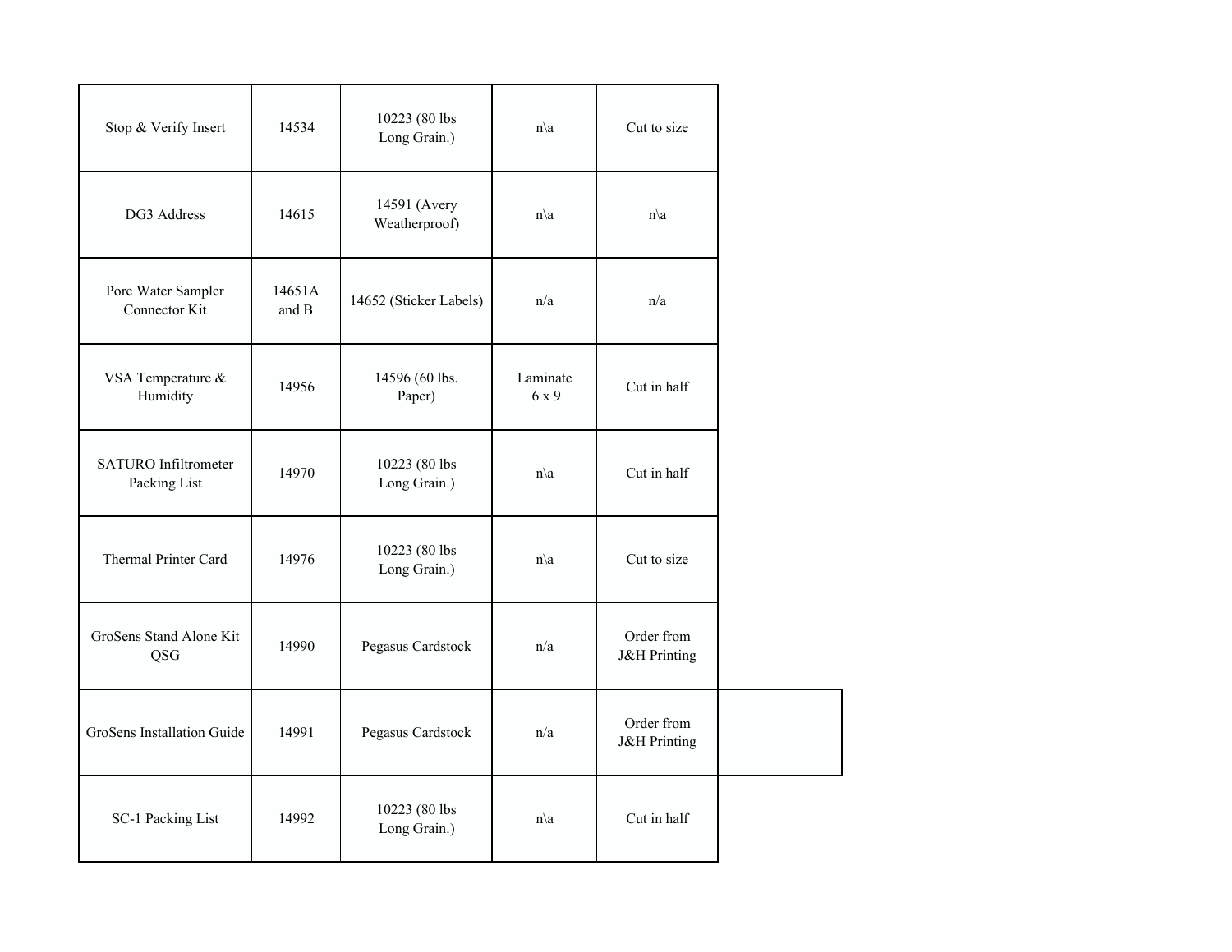| | | | | | |
|---|---|---|---|---|---|
| Stop & Verify Insert | 14534 | 10223 (80 lbs Long Grain.) | n\a | Cut to size | |
| DG3 Address | 14615 | 14591 (Avery Weatherproof) | n\a | n\a | |
| Pore Water Sampler Connector Kit | 14651A and B | 14652 (Sticker Labels) | n/a | n/a | |
| VSA Temperature & Humidity | 14956 | 14596 (60 lbs. Paper) | Laminate 6 x 9 | Cut in half | |
| SATURO Infiltrometer Packing List | 14970 | 10223 (80 lbs Long Grain.) | n\a | Cut in half | |
| Thermal Printer Card | 14976 | 10223 (80 lbs Long Grain.) | n\a | Cut to size | |
| GroSens Stand Alone Kit QSG | 14990 | Pegasus Cardstock | n/a | Order from J&H Printing | |
| GroSens Installation Guide | 14991 | Pegasus Cardstock | n/a | Order from J&H Printing | |
| SC-1 Packing List | 14992 | 10223 (80 lbs Long Grain.) | n\a | Cut in half | |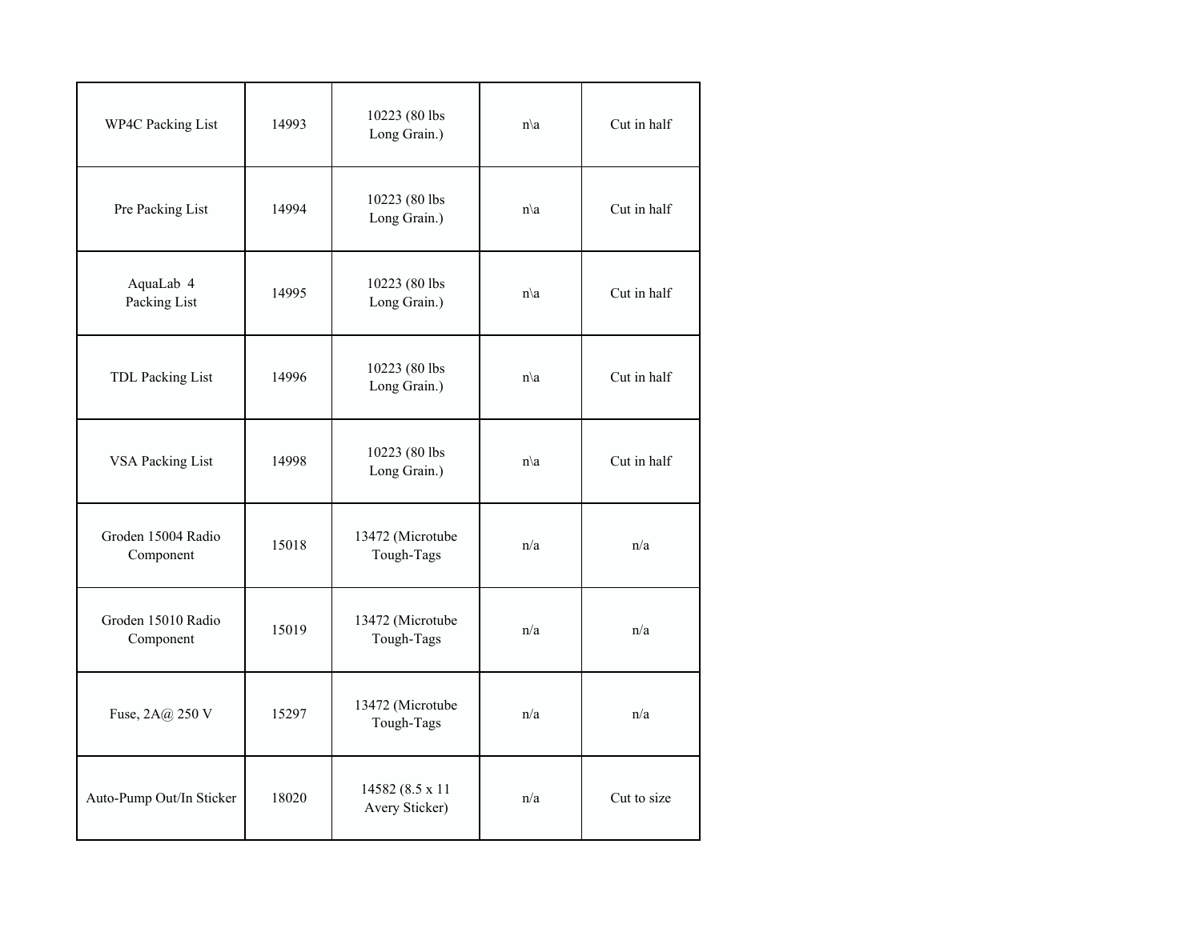| | | | | |
|---|---|---|---|---|
| WP4C Packing List | 14993 | 10223 (80 lbs Long Grain.) | n\a | Cut in half |
| Pre Packing List | 14994 | 10223 (80 lbs Long Grain.) | n\a | Cut in half |
| AquaLab 4 Packing List | 14995 | 10223 (80 lbs Long Grain.) | n\a | Cut in half |
| TDL Packing List | 14996 | 10223 (80 lbs Long Grain.) | n\a | Cut in half |
| VSA Packing List | 14998 | 10223 (80 lbs Long Grain.) | n\a | Cut in half |
| Groden 15004 Radio Component | 15018 | 13472 (Microtube Tough-Tags | n/a | n/a |
| Groden 15010 Radio Component | 15019 | 13472 (Microtube Tough-Tags | n/a | n/a |
| Fuse, 2A@ 250 V | 15297 | 13472 (Microtube Tough-Tags | n/a | n/a |
| Auto-Pump Out/In Sticker | 18020 | 14582 (8.5 x 11 Avery Sticker) | n/a | Cut to size |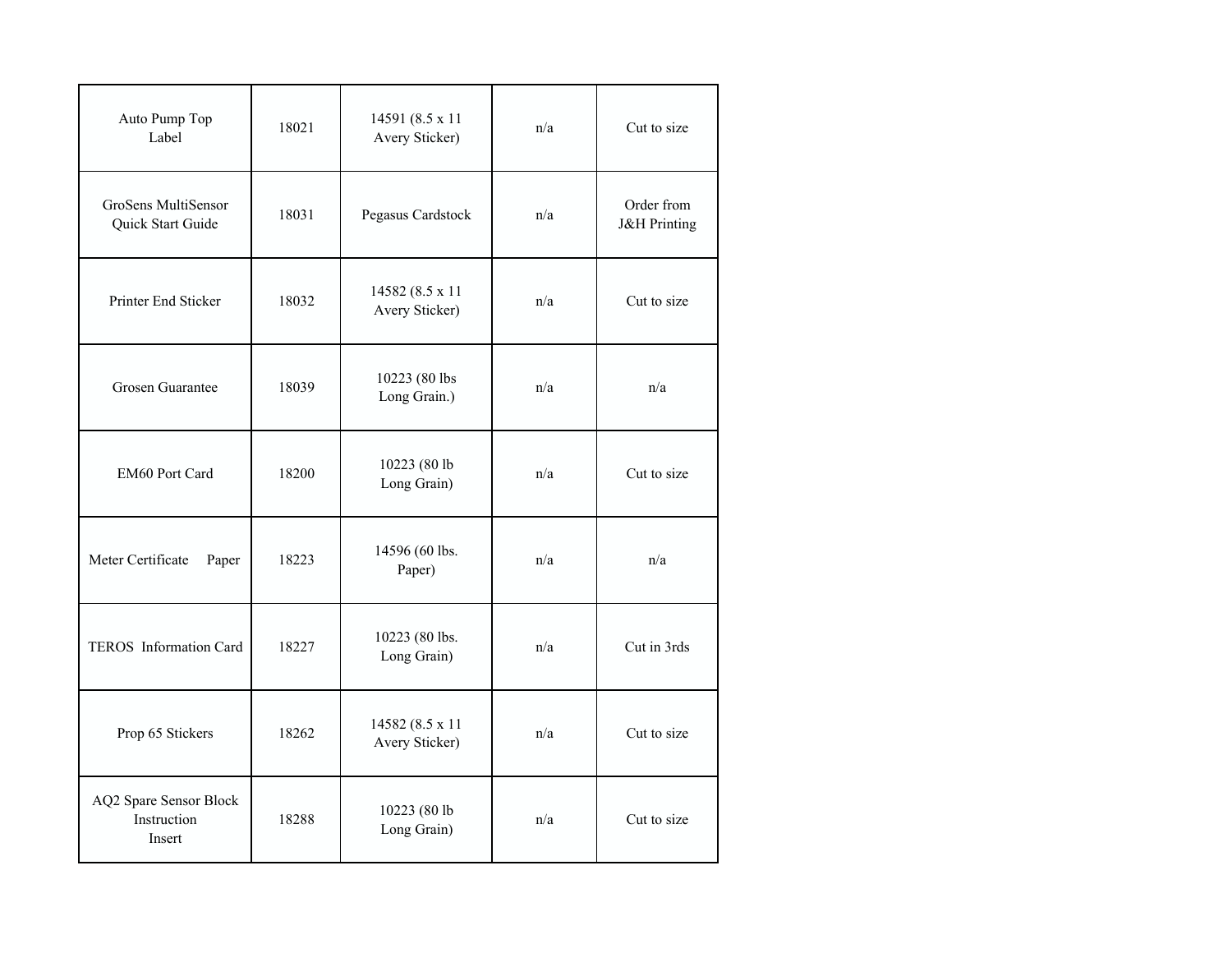| | | | | |
|---|---|---|---|---|
| Auto Pump Top Label | 18021 | 14591 (8.5 x 11 Avery Sticker) | n/a | Cut to size |
| GroSens MultiSensor Quick Start Guide | 18031 | Pegasus Cardstock | n/a | Order from J&H Printing |
| Printer End Sticker | 18032 | 14582 (8.5 x 11 Avery Sticker) | n/a | Cut to size |
| Grosen Guarantee | 18039 | 10223 (80 lbs Long Grain.) | n/a | n/a |
| EM60 Port Card | 18200 | 10223 (80 lb Long Grain) | n/a | Cut to size |
| Meter Certificate Paper | 18223 | 14596 (60 lbs. Paper) | n/a | n/a |
| TEROS Information Card | 18227 | 10223 (80 lbs. Long Grain) | n/a | Cut in 3rds |
| Prop 65 Stickers | 18262 | 14582 (8.5 x 11 Avery Sticker) | n/a | Cut to size |
| AQ2 Spare Sensor Block Instruction Insert | 18288 | 10223 (80 lb Long Grain) | n/a | Cut to size |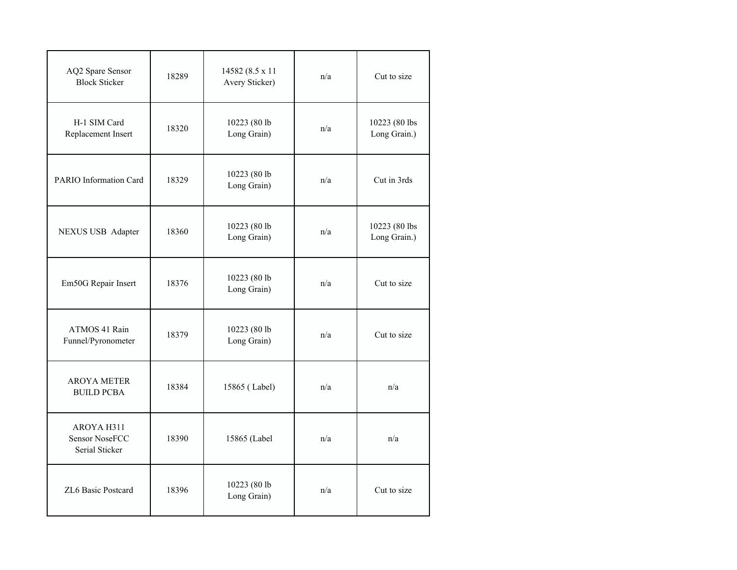| | | | | |
|---|---|---|---|---|
| AQ2 Spare Sensor Block Sticker | 18289 | 14582 (8.5 x 11 Avery Sticker) | n/a | Cut to size |
| H-1 SIM Card Replacement Insert | 18320 | 10223 (80 lb Long Grain) | n/a | 10223 (80 lbs Long Grain.) |
| PARIO Information Card | 18329 | 10223 (80 lb Long Grain) | n/a | Cut in 3rds |
| NEXUS USB  Adapter | 18360 | 10223 (80 lb Long Grain) | n/a | 10223 (80 lbs Long Grain.) |
| Em50G Repair Insert | 18376 | 10223 (80 lb Long Grain) | n/a | Cut to size |
| ATMOS 41 Rain Funnel/Pyronometer | 18379 | 10223 (80 lb Long Grain) | n/a | Cut to size |
| AROYA METER BUILD PCBA | 18384 | 15865 ( Label) | n/a | n/a |
| AROYA H311 Sensor NoseFCC Serial Sticker | 18390 | 15865 (Label | n/a | n/a |
| ZL6 Basic Postcard | 18396 | 10223 (80 lb Long Grain) | n/a | Cut to size |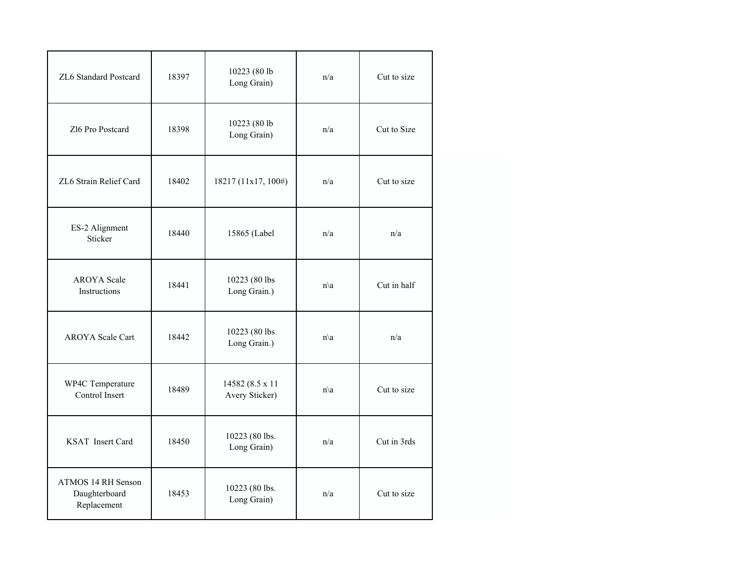| | | | | |
|---|---|---|---|---|
| ZL6 Standard Postcard | 18397 | 10223 (80 lb Long Grain) | n/a | Cut to size |
| Zl6 Pro Postcard | 18398 | 10223 (80 lb Long Grain) | n/a | Cut to Size |
| ZL6 Strain Relief Card | 18402 | 18217 (11x17, 100#) | n/a | Cut to size |
| ES-2 Alignment Sticker | 18440 | 15865 (Label | n/a | n/a |
| AROYA Scale Instructions | 18441 | 10223 (80 lbs Long Grain.) | n\a | Cut in half |
| AROYA Scale Cart | 18442 | 10223 (80 lbs Long Grain.) | n\a | n/a |
| WP4C Temperature Control Insert | 18489 | 14582 (8.5 x 11 Avery Sticker) | n\a | Cut to size |
| KSAT Insert Card | 18450 | 10223 (80 lbs. Long Grain) | n/a | Cut in 3rds |
| ATMOS 14 RH Senson Daughterboard Replacement | 18453 | 10223 (80 lbs. Long Grain) | n/a | Cut to size |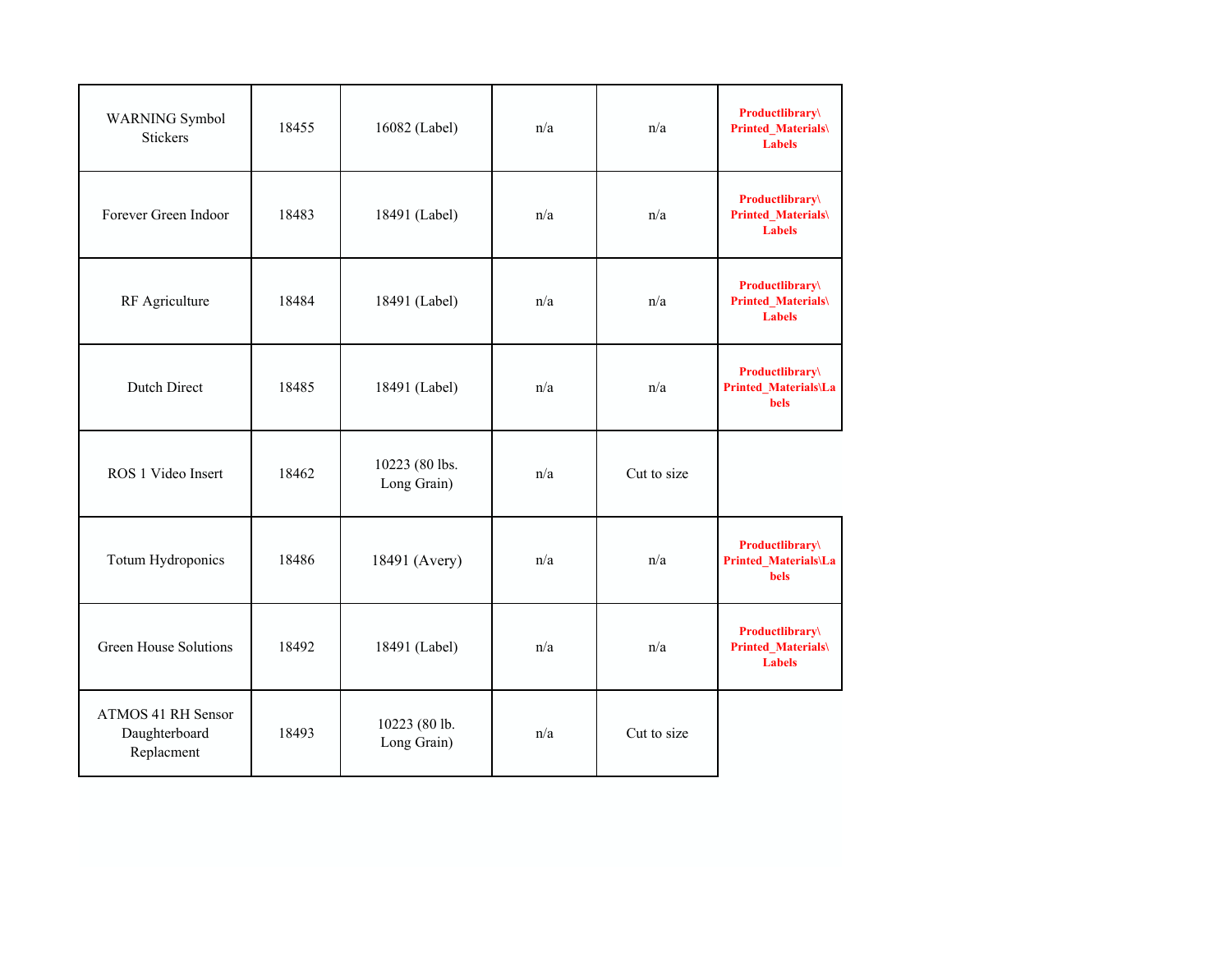| | | | | | |
|---|---|---|---|---|---|
| WARNING Symbol Stickers | 18455 | 16082 (Label) | n/a | n/a | **Productlibrary\Printed_Materials\Labels** |
| Forever Green Indoor | 18483 | 18491 (Label) | n/a | n/a | **Productlibrary\Printed_Materials\Labels** |
| RF Agriculture | 18484 | 18491 (Label) | n/a | n/a | **Productlibrary\Printed_Materials\Labels** |
| Dutch Direct | 18485 | 18491 (Label) | n/a | n/a | **Productlibrary\Printed_Materials\Labels** |
| ROS 1 Video Insert | 18462 | 10223 (80 lbs. Long Grain) | n/a | Cut to size | |
| Totum Hydroponics | 18486 | 18491 (Avery) | n/a | n/a | **Productlibrary\Printed_Materials\Labels** |
| Green House Solutions | 18492 | 18491 (Label) | n/a | n/a | **Productlibrary\Printed_Materials\Labels** |
| ATMOS 41 RH Sensor Daughterboard Replacment | 18493 | 10223 (80 lb. Long Grain) | n/a | Cut to size | |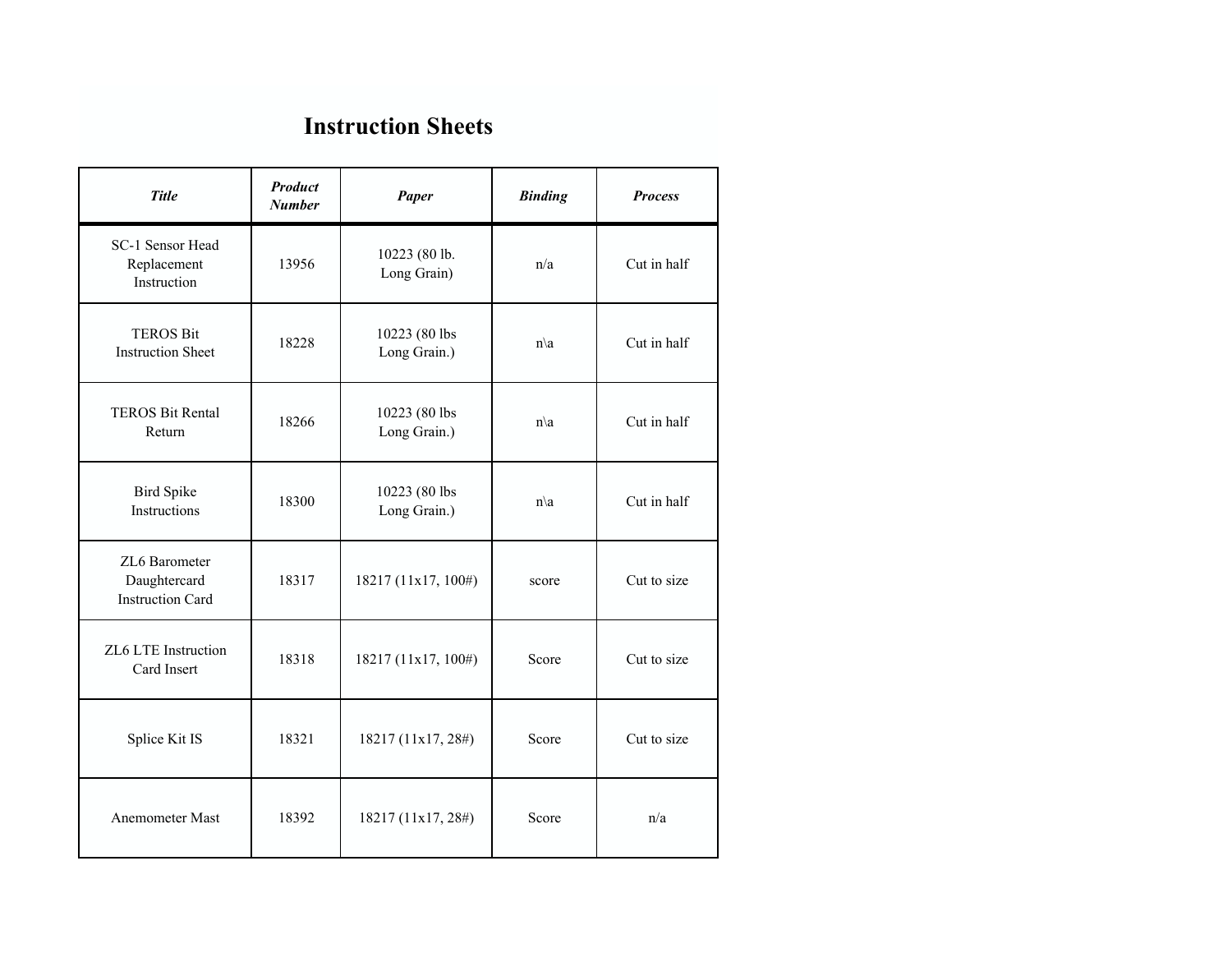# Instruction Sheets

| *Title* | *Product Number* | *Paper* | *Binding* | *Process* |
|---|---|---|---|---|
| SC-1 Sensor Head Replacement Instruction | 13956 | 10223 (80 lb. Long Grain) | n/a | Cut in half |
| TEROS Bit Instruction Sheet | 18228 | 10223 (80 lbs Long Grain.) | n\a | Cut in half |
| TEROS Bit Rental Return | 18266 | 10223 (80 lbs Long Grain.) | n\a | Cut in half |
| Bird Spike Instructions | 18300 | 10223 (80 lbs Long Grain.) | n\a | Cut in half |
| ZL6 Barometer Daughtercard Instruction Card | 18317 | 18217 (11x17, 100#) | score | Cut to size |
| ZL6 LTE Instruction Card Insert | 18318 | 18217 (11x17, 100#) | Score | Cut to size |
| Splice Kit IS | 18321 | 18217 (11x17, 28#) | Score | Cut to size |
| Anemometer Mast | 18392 | 18217 (11x17, 28#) | Score | n/a |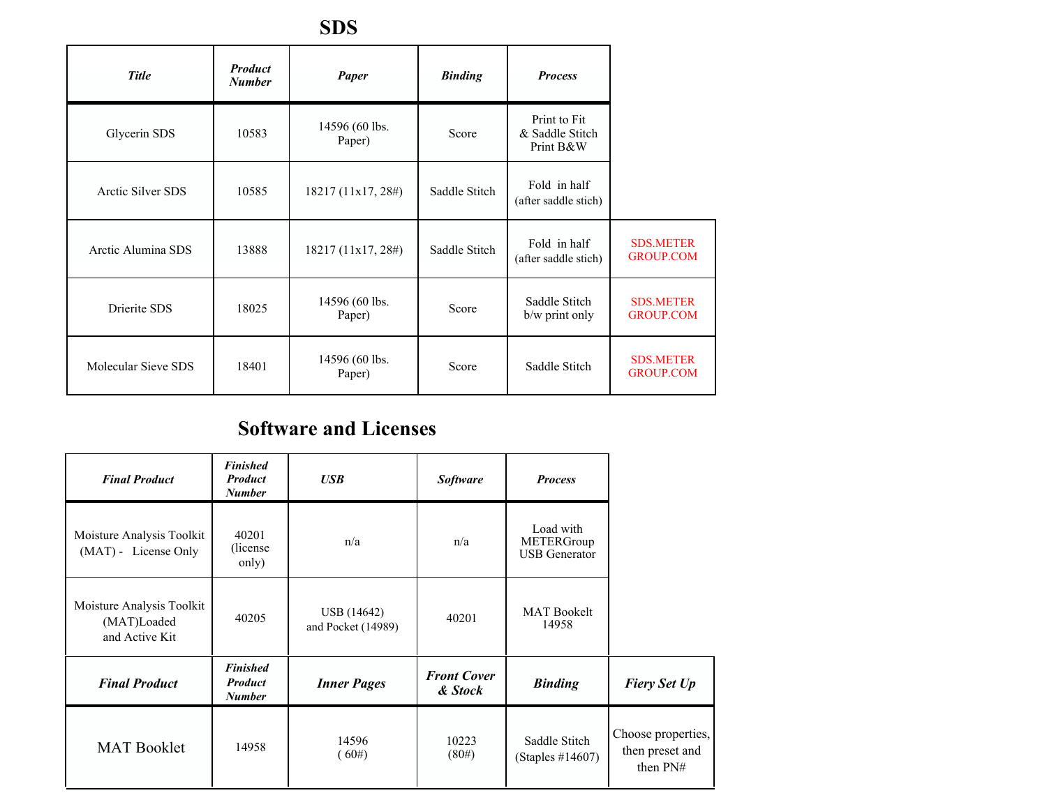# SDS

| *Title* | *Product Number* | *Paper* | *Binding* | *Process* | |
|---|---|---|---|---|---|
| Glycerin SDS | 10583 | 14596 (60 lbs. Paper) | Score | Print to Fit & Saddle Stitch Print B&W | |
| Arctic Silver SDS | 10585 | 18217 (11x17, 28#) | Saddle Stitch | Fold in half (after saddle stich) | |
| Arctic Alumina SDS | 13888 | 18217 (11x17, 28#) | Saddle Stitch | Fold in half (after saddle stich) | SDS.METER GROUP.COM |
| Drierite SDS | 18025 | 14596 (60 lbs. Paper) | Score | Saddle Stitch b/w print only | SDS.METER GROUP.COM |
| Molecular Sieve SDS | 18401 | 14596 (60 lbs. Paper) | Score | Saddle Stitch | SDS.METER GROUP.COM |

# Software and Licenses

| *Final Product* | *Finished Product Number* | *USB* | *Software* | *Process* |
|---|---|---|---|---|
| Moisture Analysis Toolkit (MAT) - License Only | 40201 (license only) | n/a | n/a | Load with METERGroup USB Generator |
| Moisture Analysis Toolkit (MAT)Loaded and Active Kit | 40205 | USB (14642) and Pocket (14989) | 40201 | MAT Bookelt 14958 |

| *Final Product* | *Finished Product Number* | *Inner Pages* | *Front Cover & Stock* | *Binding* | *Fiery Set Up* |
|---|---|---|---|---|---|
| MAT Booklet | 14958 | 14596 ( 60#) | 10223 (80#) | Saddle Stitch (Staples #14607) | Choose properties, then preset and then PN# |